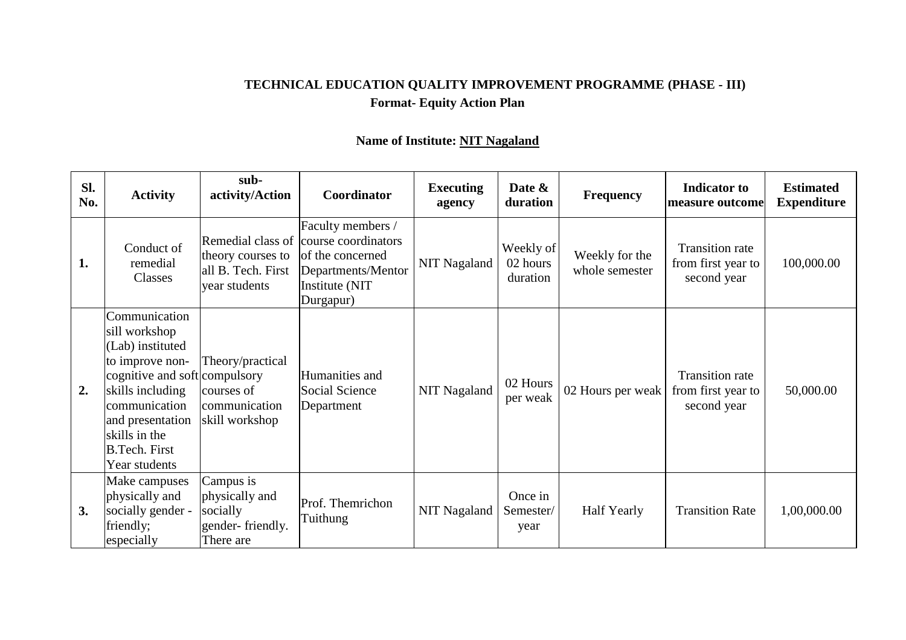**TECHNICAL EDUCATION QUALITY IMPROVEMENT PROGRAMME (PHASE - III)**

**Format- Equity Action Plan**

**Name of Institute: NIT Nagaland**

| Sl. No. | Activity | sub-activity/Action | Coordinator | Executing agency | Date & duration | Frequency | Indicator to measure outcome | Estimated Expenditure |
|---|---|---|---|---|---|---|---|---|
| **1.** | Conduct of remedial Classes | Remedial class of theory courses to all B. Tech. First year students | Faculty members / course coordinators of the concerned Departments/Mentor Institute (NIT Durgapur) | NIT Nagaland | Weekly of 02 hours duration | Weekly for the whole semester | Transition rate from first year to second year | 100,000.00 |
| **2.** | Communication sill workshop (Lab) instituted to improve non-cognitive and soft skills including communication and presentation skills in the B.Tech. First Year students | Theory/practical compulsory courses of communication skill workshop | Humanities and Social Science Department | NIT Nagaland | 02 Hours per weak | 02 Hours per weak | Transition rate from first year to second year | 50,000.00 |
| **3.** | Make campuses physically and socially gender - friendly; especially | Campus is physically and socially gender- friendly. There are | Prof. Themrichon Tuithung | NIT Nagaland | Once in Semester/ year | Half Yearly | Transition Rate | 1,00,000.00 |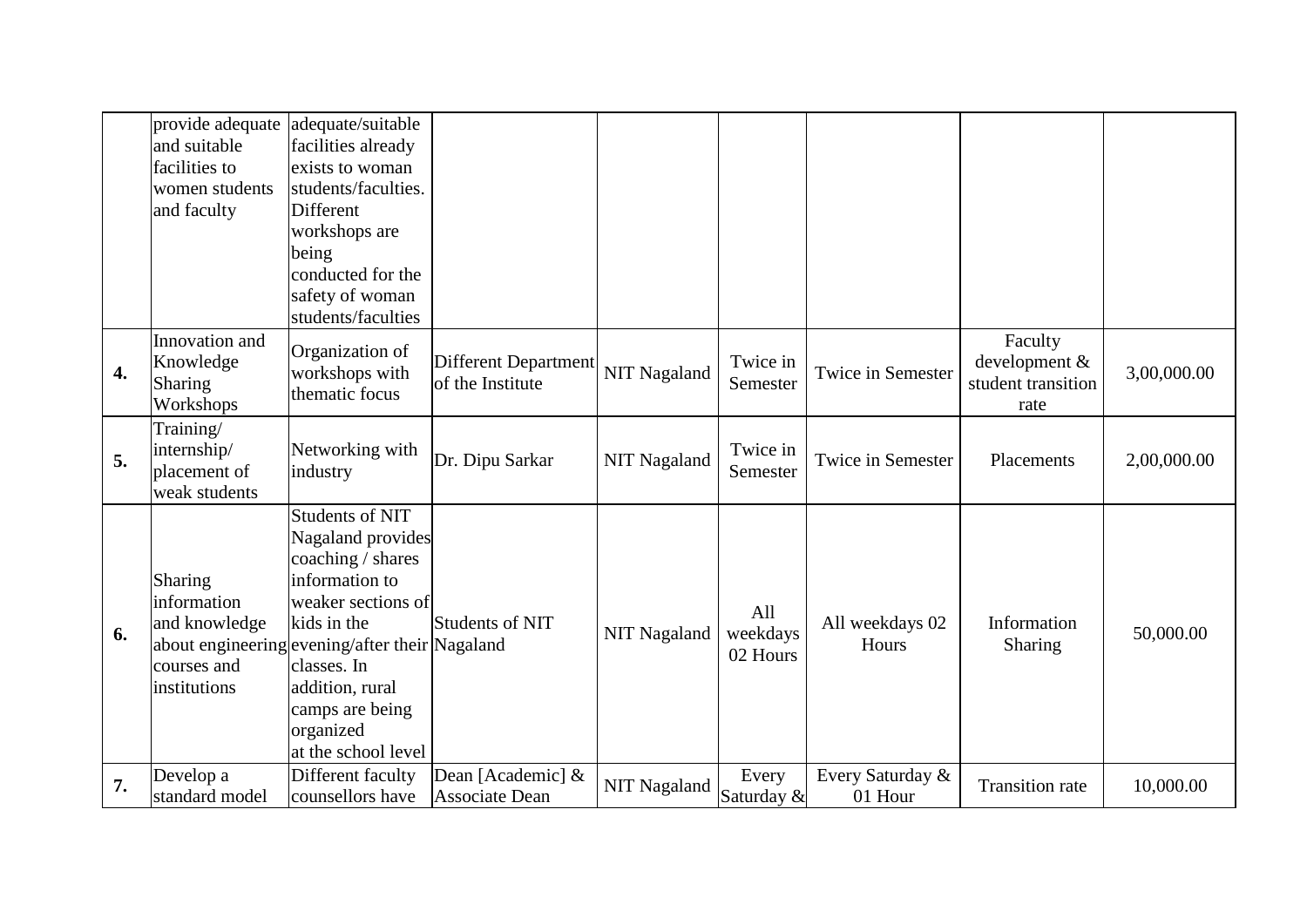| | | | | | | | | |
|---|---|---|---|---|---|---|---|---|
| | provide adequate and suitable facilities to women students and faculty | adequate/suitable facilities already exists to woman students/faculties. Different workshops are being conducted for the safety of woman students/faculties | | | | | | |
| **4.** | Innovation and Knowledge Sharing Workshops | Organization of workshops with thematic focus | Different Department of the Institute | NIT Nagaland | Twice in Semester | Twice in Semester | Faculty development & student transition rate | 3,00,000.00 |
| **5.** | Training/ internship/ placement of weak students | Networking with industry | Dr. Dipu Sarkar | NIT Nagaland | Twice in Semester | Twice in Semester | Placements | 2,00,000.00 |
| **6.** | Sharing information and knowledge about engineering courses and institutions | Students of NIT Nagaland provides coaching / shares information to weaker sections of kids in the evening/after their classes. In addition, rural camps are being organized at the school level | Students of NIT Nagaland | NIT Nagaland | All weekdays 02 Hours | All weekdays 02 Hours | Information Sharing | 50,000.00 |
| **7.** | Develop a standard model | Different faculty counsellors have | Dean [Academic] & Associate Dean | NIT Nagaland | Every Saturday & | Every Saturday & 01 Hour | Transition rate | 10,000.00 |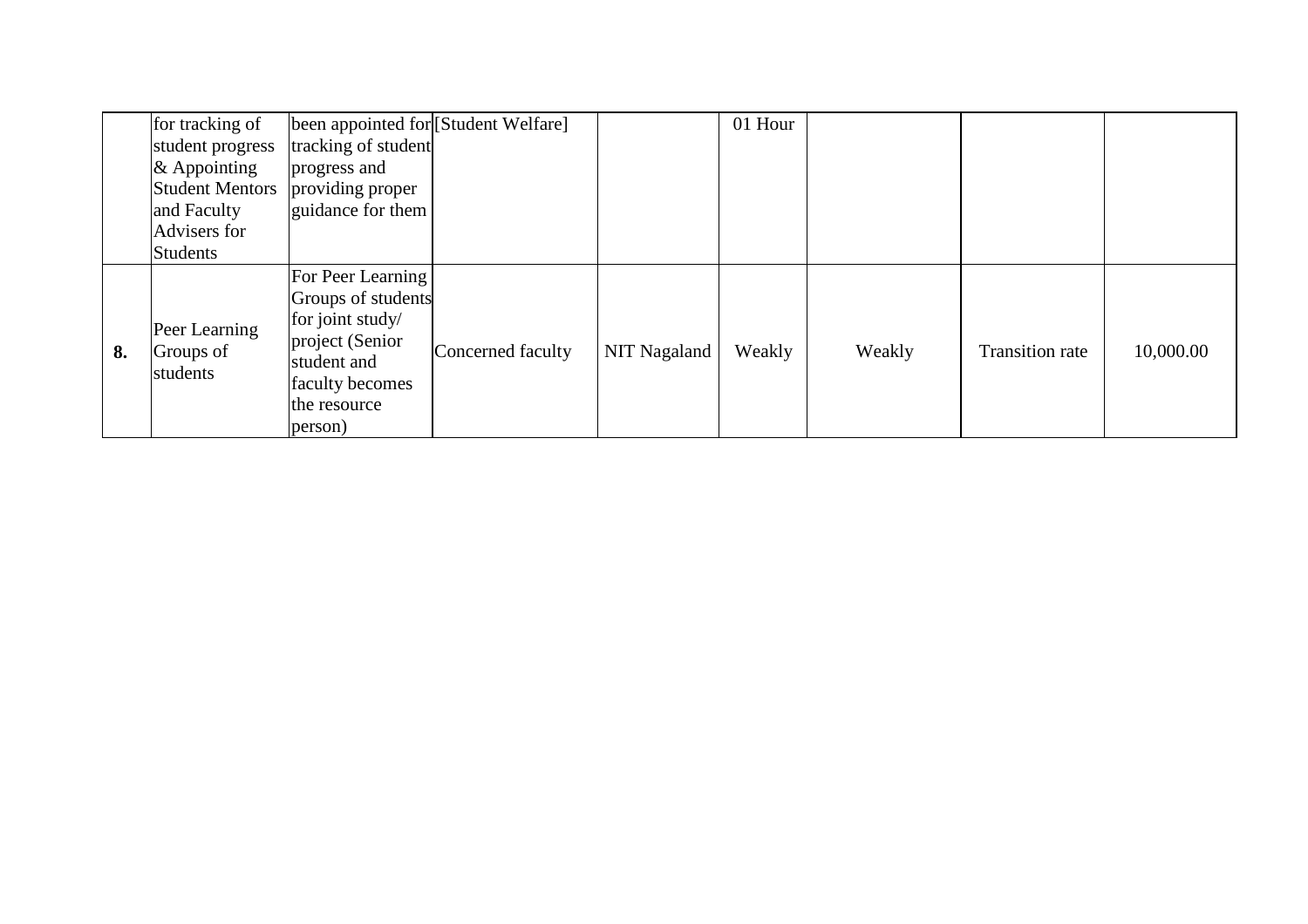| | | | | | | | | |
|---|---|---|---|---|---|---|---|---|
| | for tracking of student progress & Appointing Student Mentors and Faculty Advisers for Students | been appointed for tracking of student progress and providing proper guidance for them | [Student Welfare] | | 01 Hour | | | |
| 8. | Peer Learning Groups of students | For Peer Learning Groups of students for joint study/ project (Senior student and faculty becomes the resource person) | Concerned faculty | NIT Nagaland | Weakly | Weakly | Transition rate | 10,000.00 |